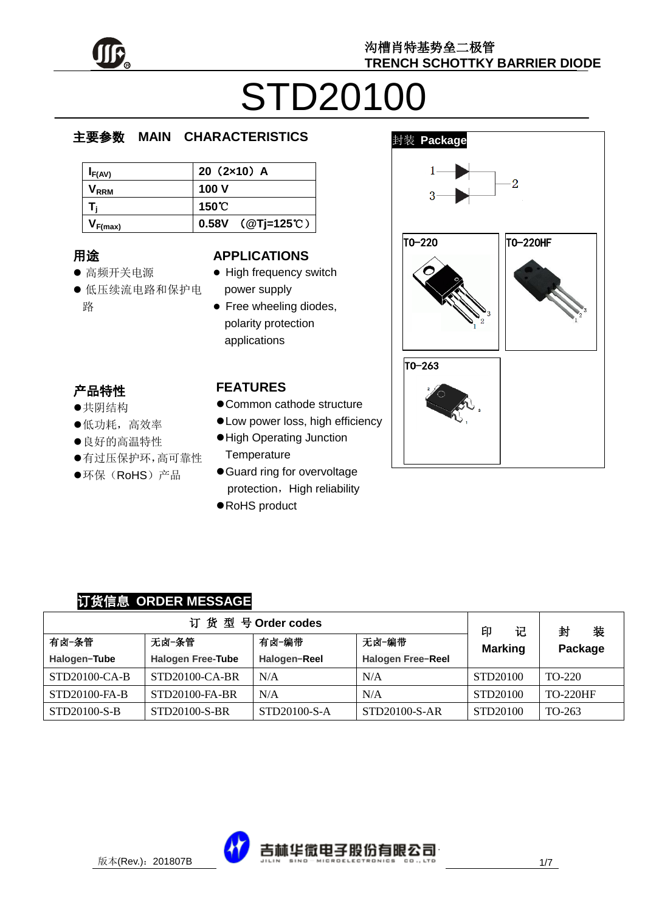沟槽肖特基势垒二极管

TRENCH SCHOTTKY BARRIER DIODE

# STD20100

## 主要参数 MAIN CHARACTERISTICS

| | |
|---|---|
| $I_{F(AV)}$ | 20（2×10）A |
| $V_{RRM}$ | 100 V |
| $T_j$ | 150℃ |
| $V_{F(max)}$ | 0.58V （@Tj=125℃） |

## 用途

- 高频开关电源
- 低压续流电路和保护电路

## APPLICATIONS

- High frequency switch power supply
- Free wheeling diodes, polarity protection applications

## 产品特性

- 共阴结构
- 低功耗，高效率
- 良好的高温特性
- 有过压保护环，高可靠性
- 环保（RoHS）产品

## FEATURES

- Common cathode structure
- Low power loss, high efficiency
- High Operating Junction Temperature
- Guard ring for overvoltage protection，High reliability
- RoHS product

## 封装 Package

TO-220 TO-220HF TO-263

## 订货信息 ORDER MESSAGE

| 订 货 型 号 Order codes | | | | 印 记 Marking | 封 装 Package |
|---|---|---|---|---|---|
| 有卤-条管 Halogen-Tube | 无卤-条管 Halogen Free-Tube | 有卤-编带 Halogen-Reel | 无卤-编带 Halogen Free-Reel | | |
| STD20100-CA-B | STD20100-CA-BR | N/A | N/A | STD20100 | TO-220 |
| STD20100-FA-B | STD20100-FA-BR | N/A | N/A | STD20100 | TO-220HF |
| STD20100-S-B | STD20100-S-BR | STD20100-S-A | STD20100-S-AR | STD20100 | TO-263 |

版本(Rev.)：201807B

吉林华微电子股份有限公司 JILIN SINO-MICROELECTRONICS CO.,LTD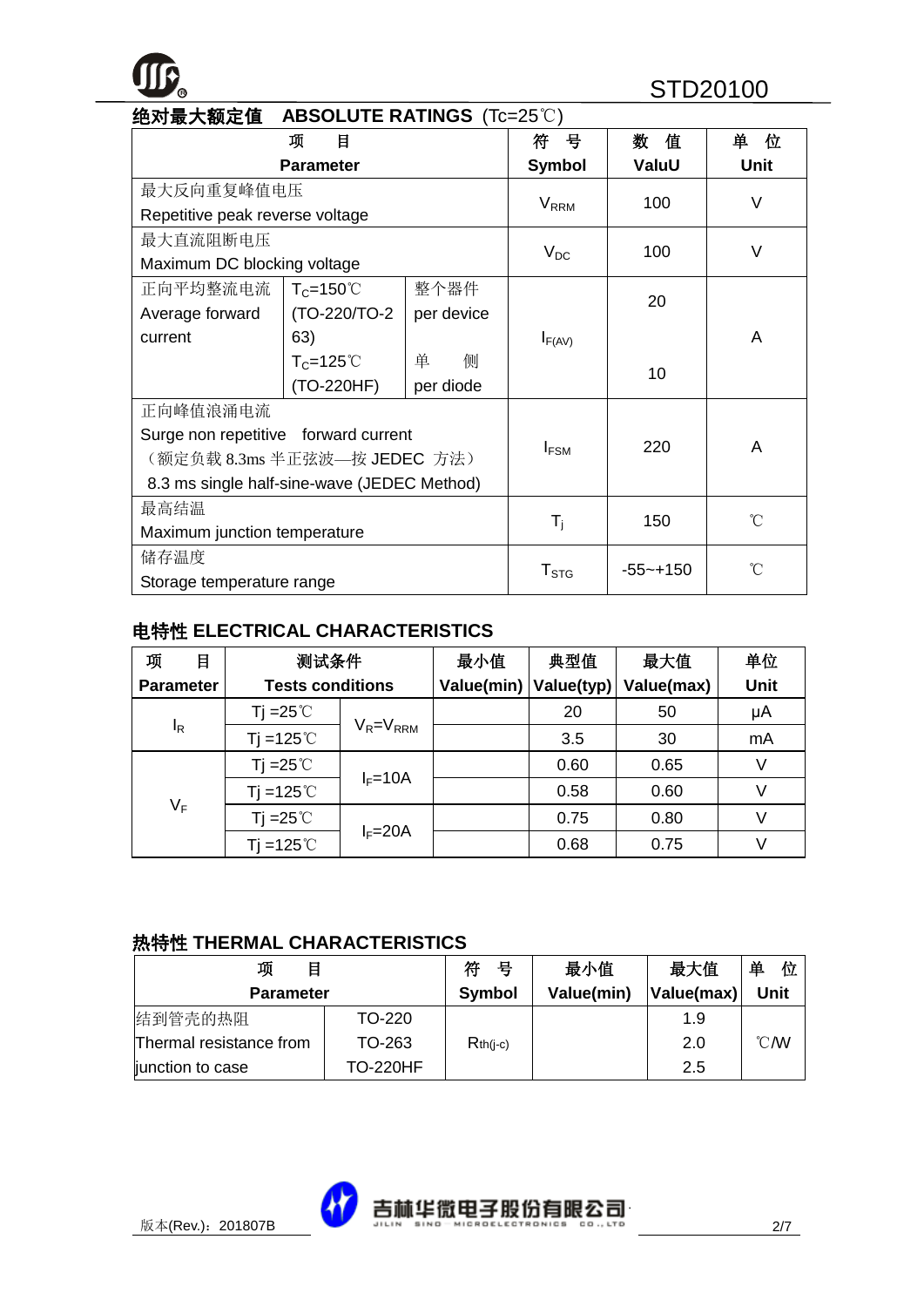## 绝对最大额定值 ABSOLUTE RATINGS (Tc=25℃)

| 项 目 Parameter | | | 符 号 Symbol | 数 值 ValuU | 单 位 Unit |
|---|---|---|---|---|---|
| 最大反向重复峰值电压 Repetitive peak reverse voltage | | | $V_{RRM}$ | 100 | V |
| 最大直流阻断电压 Maximum DC blocking voltage | | | $V_{DC}$ | 100 | V |
| 正向平均整流电流 Average forward current | $T_C$=150℃ (TO-220/TO-263) | 整个器件 per device | $I_{F(AV)}$ | 20 | A |
| | $T_C$=125℃ (TO-220HF) | 单 侧 per diode | | 10 | |
| 正向峰值浪涌电流 Surge non repetitive forward current （额定负载 8.3ms 半正弦波—按 JEDEC 方法） 8.3 ms single half-sine-wave (JEDEC Method) | | | $I_{FSM}$ | 220 | A |
| 最高结温 Maximum junction temperature | | | $T_j$ | 150 | ℃ |
| 储存温度 Storage temperature range | | | $T_{STG}$ | -55~+150 | ℃ |

## 电特性 ELECTRICAL CHARACTERISTICS

| 项 目 Parameter | 测试条件 Tests conditions | | 最小值 Value(min) | 典型值 Value(typ) | 最大值 Value(max) | 单位 Unit |
|---|---|---|---|---|---|---|
| $I_R$ | Tj =25℃ | $V_R$=$V_{RRM}$ | | 20 | 50 | μA |
| | Tj =125℃ | | | 3.5 | 30 | mA |
| $V_F$ | Tj =25℃ | $I_F$=10A | | 0.60 | 0.65 | V |
| | Tj =125℃ | | | 0.58 | 0.60 | V |
| | Tj =25℃ | $I_F$=20A | | 0.75 | 0.80 | V |
| | Tj =125℃ | | | 0.68 | 0.75 | V |

## 热特性 THERMAL CHARACTERISTICS

| 项 目 Parameter | | 符 号 Symbol | 最小值 Value(min) | 最大值 Value(max) | 单 位 Unit |
|---|---|---|---|---|---|
| 结到管壳的热阻 Thermal resistance from junction to case | TO-220 | $R_{th(j-c)}$ | | 1.9 | ℃/W |
| | TO-263 | | | 2.0 | |
| | TO-220HF | | | 2.5 | |

版本(Rev.)：201807B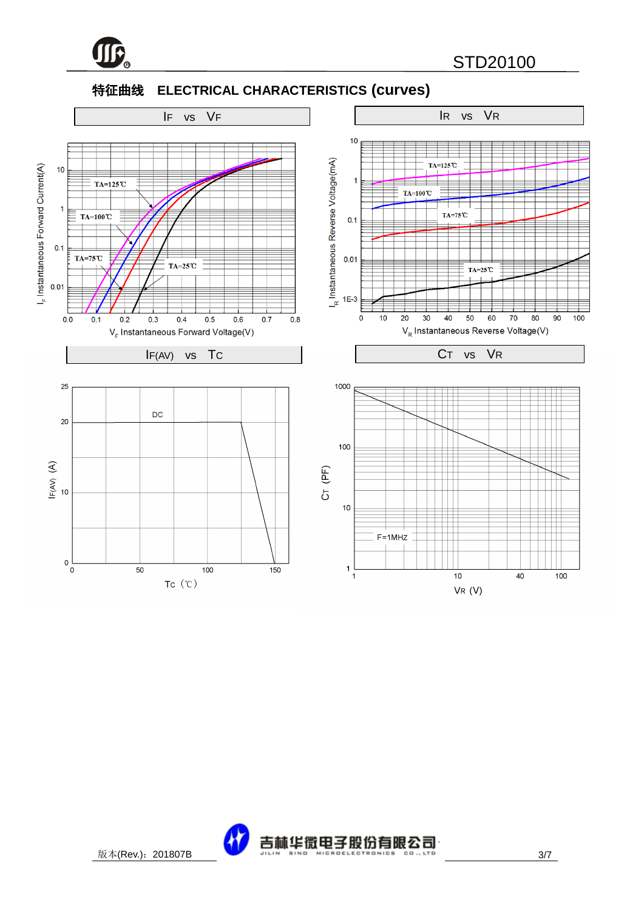## 特征曲线 ELECTRICAL CHARACTERISTICS (curves)

$I_F$ vs $V_F$

$I_F$ Instantaneous Forward Current(A)

$V_F$ Instantaneous Forward Voltage(V)

TA=125℃ TA=100℃ TA=75℃ TA=25℃

$I_R$ vs $V_R$

$I_R$ Instantaneous Reverse Voltage(mA)

$V_R$ Instantaneous Reverse Voltage(V)

TA=125℃ TA=100℃ TA=75℃ TA=25℃

$I_{F(AV)}$ vs $T_C$

$I_{F(AV)}$ (A)

DC

$T_C$ (℃)

$C_T$ vs $V_R$

$C_T$ (PF)

F=1MHZ

$V_R$ (V)

版本(Rev.)：201807B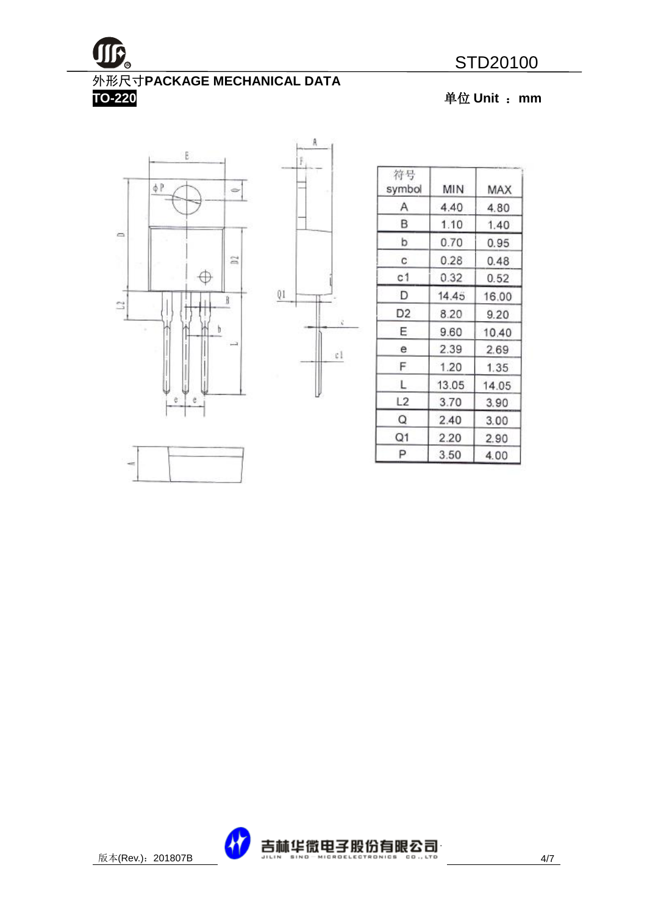## 外形尺寸PACKAGE MECHANICAL DATA

**TO-220**

**单位 Unit ： mm**

| 符号 symbol | MIN | MAX |
| --- | --- | --- |
| A | 4.40 | 4.80 |
| B | 1.10 | 1.40 |
| b | 0.70 | 0.95 |
| c | 0.28 | 0.48 |
| c1 | 0.32 | 0.52 |
| D | 14.45 | 16.00 |
| D2 | 8.20 | 9.20 |
| E | 9.60 | 10.40 |
| e | 2.39 | 2.69 |
| F | 1.20 | 1.35 |
| L | 13.05 | 14.05 |
| L2 | 3.70 | 3.90 |
| Q | 2.40 | 3.00 |
| Q1 | 2.20 | 2.90 |
| P | 3.50 | 4.00 |

版本(Rev.)：201807B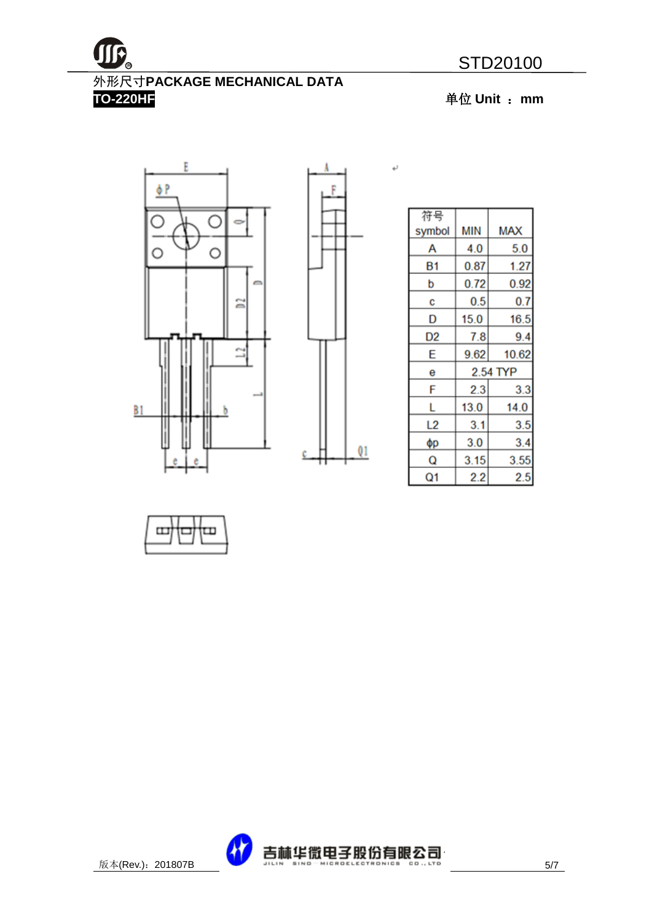# 外形尺寸PACKAGE MECHANICAL DATA

**TO-220HF**

单位 Unit ： mm

| 符号 symbol | MIN | MAX |
|---|---|---|
| A | 4.0 | 5.0 |
| B1 | 0.87 | 1.27 |
| b | 0.72 | 0.92 |
| c | 0.5 | 0.7 |
| D | 15.0 | 16.5 |
| D2 | 7.8 | 9.4 |
| E | 9.62 | 10.62 |
| e | 2.54 TYP | |
| F | 2.3 | 3.3 |
| L | 13.0 | 14.0 |
| L2 | 3.1 | 3.5 |
| ϕp | 3.0 | 3.4 |
| Q | 3.15 | 3.55 |
| Q1 | 2.2 | 2.5 |

版本(Rev.)：201807B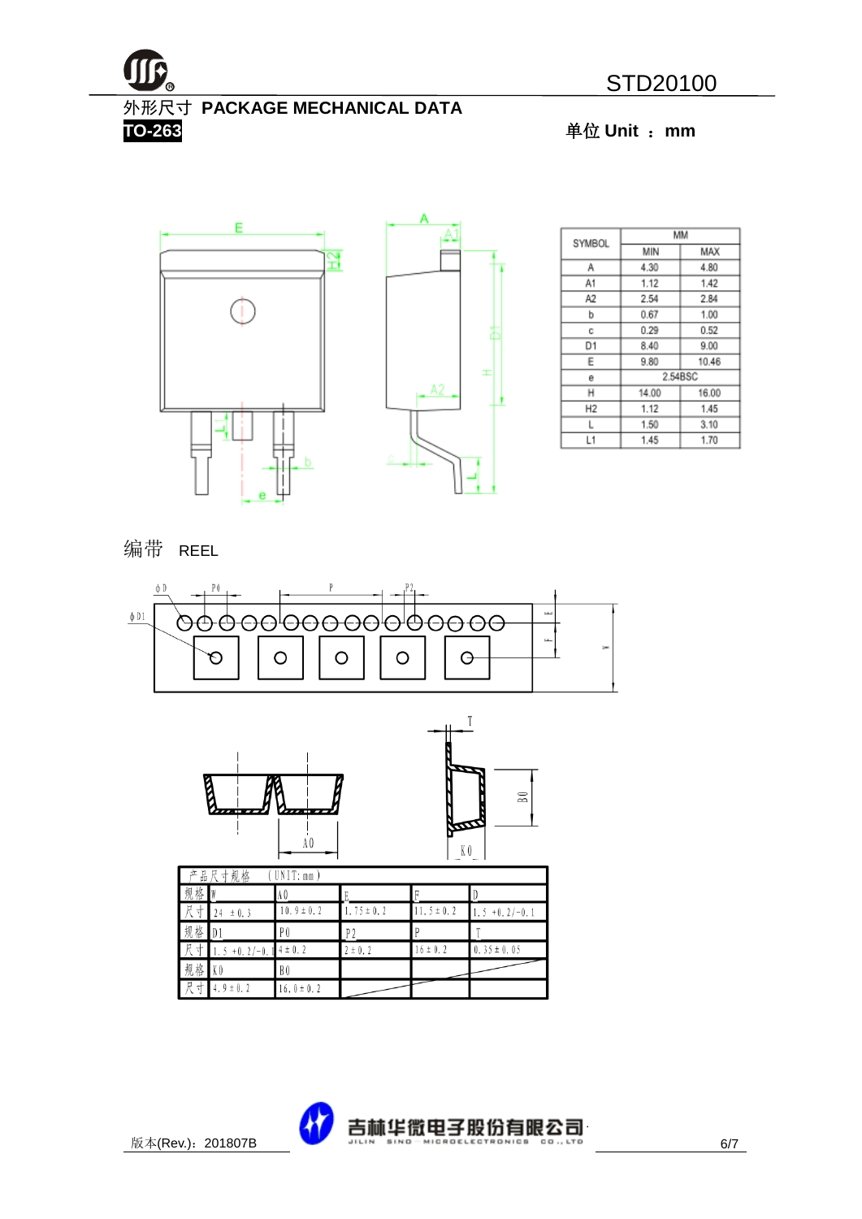## 外形尺寸 PACKAGE MECHANICAL DATA

**TO-263**

单位 Unit ： mm

| SYMBOL | MM | |
|---|---|---|
| | MIN | MAX |
| A | 4.30 | 4.80 |
| A1 | 1.12 | 1.42 |
| A2 | 2.54 | 2.84 |
| b | 0.67 | 1.00 |
| c | 0.29 | 0.52 |
| D1 | 8.40 | 9.00 |
| E | 9.80 | 10.46 |
| e | 2.54BSC | |
| H | 14.00 | 16.00 |
| H2 | 1.12 | 1.45 |
| L | 1.50 | 3.10 |
| L1 | 1.45 | 1.70 |

## 编带 REEL

产品尺寸规格 （UNIT: mm）

| 规格 | W | A0 | E | F | D |
|---|---|---|---|---|---|
| 尺寸 | 24 ±0.3 | 10.9±0.2 | 1.75±0.2 | 11.5±0.2 | 1.5 +0.2/-0.1 |
| 规格 | D1 | P0 | P2 | P | T |
| 尺寸 | 1.5 +0.2/-0.1 | 4±0.2 | 2±0.2 | 16±0.2 | 0.35±0.05 |
| 规格 | K0 | B0 | | | |
| 尺寸 | 4.9±0.2 | 16.0±0.2 | | | |

版本(Rev.)：201807B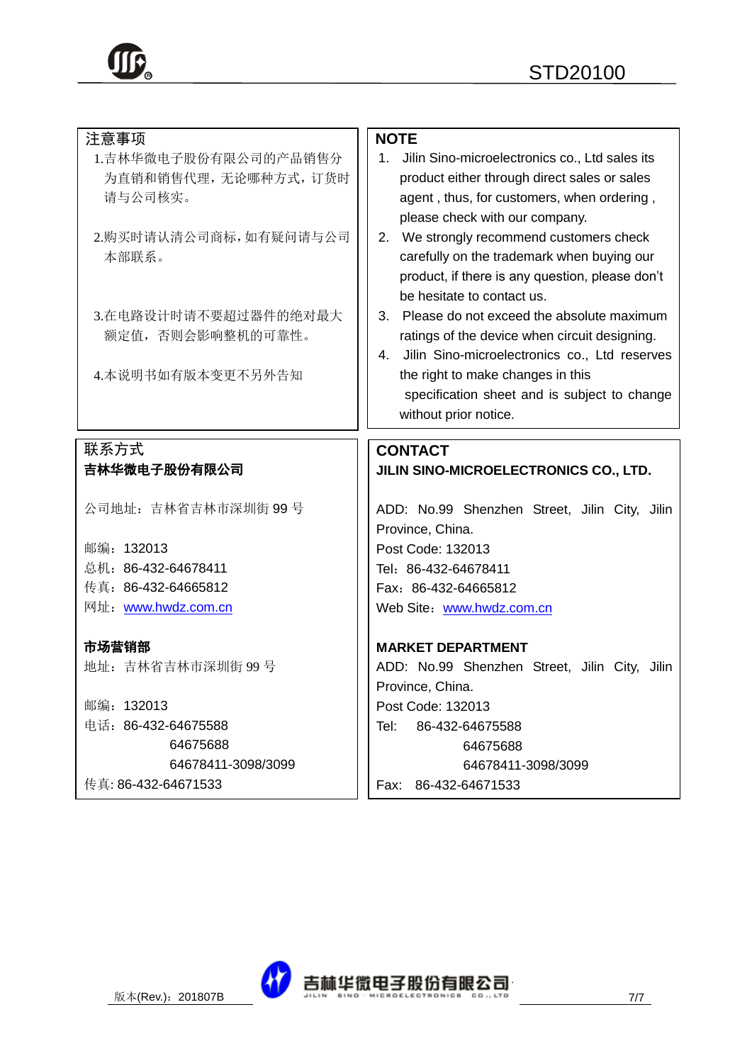## 注意事项

1.吉林华微电子股份有限公司的产品销售分为直销和销售代理，无论哪种方式，订货时请与公司核实。

2.购买时请认清公司商标，如有疑问请与公司本部联系。

3.在电路设计时请不要超过器件的绝对最大额定值，否则会影响整机的可靠性。

4.本说明书如有版本变更不另外告知

## NOTE

1. Jilin Sino-microelectronics co., Ltd sales its product either through direct sales or sales agent , thus, for customers, when ordering , please check with our company.
2. We strongly recommend customers check carefully on the trademark when buying our product, if there is any question, please don't be hesitate to contact us.
3. Please do not exceed the absolute maximum ratings of the device when circuit designing.
4. Jilin Sino-microelectronics co., Ltd reserves the right to make changes in this specification sheet and is subject to change without prior notice.

## 联系方式

**吉林华微电子股份有限公司**

公司地址：吉林省吉林市深圳街 99 号

邮编：132013
总机：86-432-64678411
传真：86-432-64665812
网址：www.hwdz.com.cn

**市场营销部**

地址：吉林省吉林市深圳街 99 号

邮编：132013
电话：86-432-64675588
64675688
64678411-3098/3099
传真: 86-432-64671533

## CONTACT

**JILIN SINO-MICROELECTRONICS CO., LTD.**

ADD: No.99 Shenzhen Street, Jilin City, Jilin Province, China.
Post Code: 132013
Tel：86-432-64678411
Fax：86-432-64665812
Web Site：www.hwdz.com.cn

**MARKET DEPARTMENT**

ADD: No.99 Shenzhen Street, Jilin City, Jilin Province, China.
Post Code: 132013
Tel: 86-432-64675588
64675688
64678411-3098/3099
Fax: 86-432-64671533